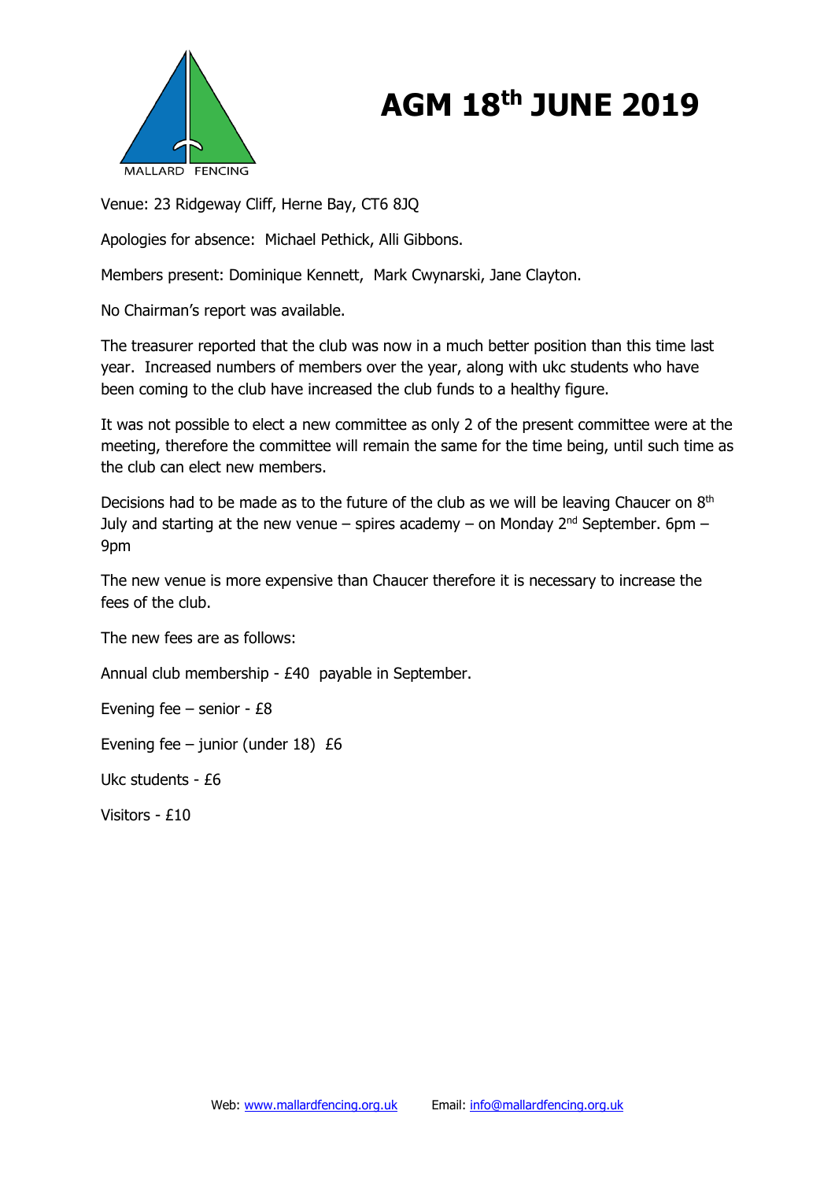MALLARD FENCING

# AGM 18th JUNE 2019

Venue: 23 Ridgeway Cliff, Herne Bay, CT6 8JQ

Apologies for absence: Michael Pethick, Alli Gibbons.

Members present: Dominique Kennett, Mark Cwynarski, Jane Clayton.

No Chairman's report was available.

The treasurer reported that the club was now in a much better position than this time last year. Increased numbers of members over the year, along with ukc students who have been coming to the club have increased the club funds to a healthy figure.

It was not possible to elect a new committee as only 2 of the present committee were at the meeting, therefore the committee will remain the same for the time being, until such time as the club can elect new members.

Decisions had to be made as to the future of the club as we will be leaving Chaucer on 8th July and starting at the new venue – spires academy – on Monday 2nd September. 6pm – 9pm

The new venue is more expensive than Chaucer therefore it is necessary to increase the fees of the club.

The new fees are as follows:

Annual club membership - £40 payable in September.

Evening fee – senior - £8

Evening fee – junior (under 18) £6

Ukc students - £6

Visitors - £10

Web: www.mallardfencing.org.uk Email: info@mallardfencing.org.uk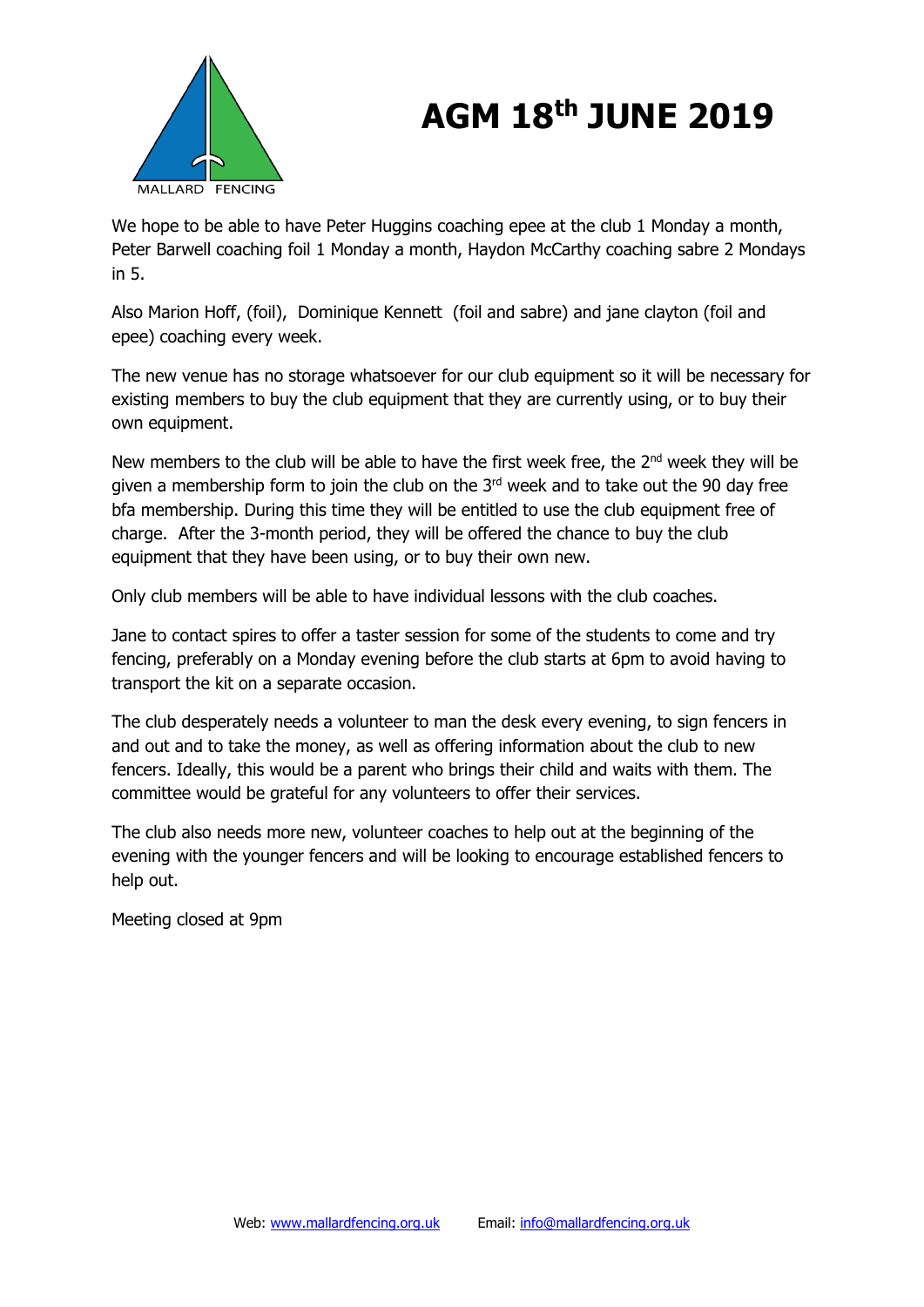# AGM 18th JUNE 2019

We hope to be able to have Peter Huggins coaching epee at the club 1 Monday a month, Peter Barwell coaching foil 1 Monday a month, Haydon McCarthy coaching sabre 2 Mondays in 5.

Also Marion Hoff, (foil), Dominique Kennett (foil and sabre) and jane clayton (foil and epee) coaching every week.

The new venue has no storage whatsoever for our club equipment so it will be necessary for existing members to buy the club equipment that they are currently using, or to buy their own equipment.

New members to the club will be able to have the first week free, the 2nd week they will be given a membership form to join the club on the 3rd week and to take out the 90 day free bfa membership. During this time they will be entitled to use the club equipment free of charge. After the 3-month period, they will be offered the chance to buy the club equipment that they have been using, or to buy their own new.

Only club members will be able to have individual lessons with the club coaches.

Jane to contact spires to offer a taster session for some of the students to come and try fencing, preferably on a Monday evening before the club starts at 6pm to avoid having to transport the kit on a separate occasion.

The club desperately needs a volunteer to man the desk every evening, to sign fencers in and out and to take the money, as well as offering information about the club to new fencers. Ideally, this would be a parent who brings their child and waits with them. The committee would be grateful for any volunteers to offer their services.

The club also needs more new, volunteer coaches to help out at the beginning of the evening with the younger fencers and will be looking to encourage established fencers to help out.

Meeting closed at 9pm